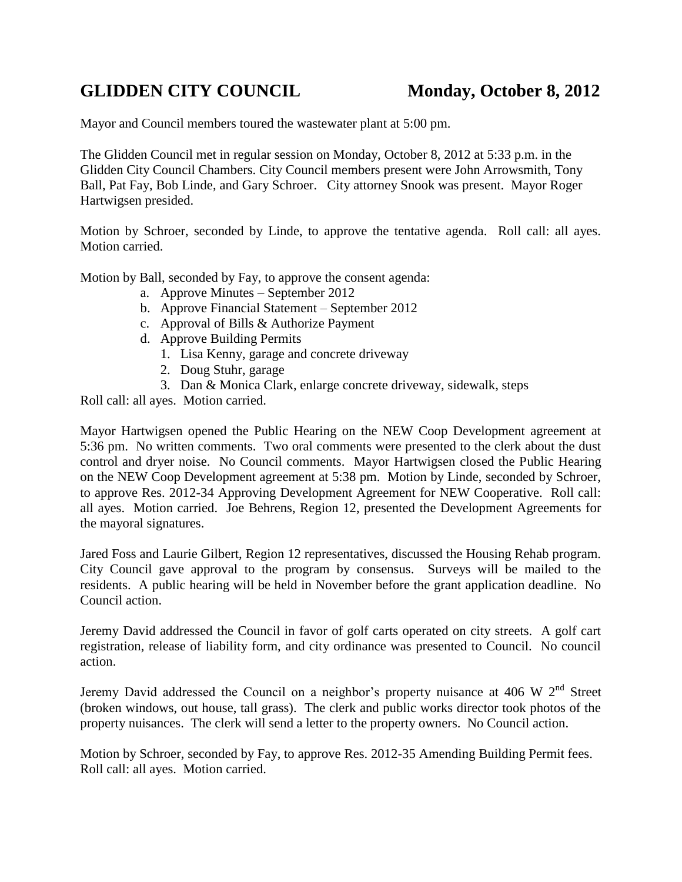# GLIDDEN CITY COUNCIL Monday, October 8, 2012

Mayor and Council members toured the wastewater plant at 5:00 pm.

The Glidden Council met in regular session on Monday, October 8, 2012 at 5:33 p.m. in the Glidden City Council Chambers. City Council members present were John Arrowsmith, Tony Ball, Pat Fay, Bob Linde, and Gary Schroer. City attorney Snook was present. Mayor Roger Hartwigsen presided.

Motion by Schroer, seconded by Linde, to approve the tentative agenda. Roll call: all ayes. Motion carried.

Motion by Ball, seconded by Fay, to approve the consent agenda:

a. Approve Minutes – September 2012
b. Approve Financial Statement – September 2012
c. Approval of Bills & Authorize Payment
d. Approve Building Permits
   1. Lisa Kenny, garage and concrete driveway
   2. Doug Stuhr, garage
   3. Dan & Monica Clark, enlarge concrete driveway, sidewalk, steps

Roll call: all ayes. Motion carried.

Mayor Hartwigsen opened the Public Hearing on the NEW Coop Development agreement at 5:36 pm. No written comments. Two oral comments were presented to the clerk about the dust control and dryer noise. No Council comments. Mayor Hartwigsen closed the Public Hearing on the NEW Coop Development agreement at 5:38 pm. Motion by Linde, seconded by Schroer, to approve Res. 2012-34 Approving Development Agreement for NEW Cooperative. Roll call: all ayes. Motion carried. Joe Behrens, Region 12, presented the Development Agreements for the mayoral signatures.

Jared Foss and Laurie Gilbert, Region 12 representatives, discussed the Housing Rehab program. City Council gave approval to the program by consensus. Surveys will be mailed to the residents. A public hearing will be held in November before the grant application deadline. No Council action.

Jeremy David addressed the Council in favor of golf carts operated on city streets. A golf cart registration, release of liability form, and city ordinance was presented to Council. No council action.

Jeremy David addressed the Council on a neighbor's property nuisance at 406 W 2nd Street (broken windows, out house, tall grass). The clerk and public works director took photos of the property nuisances. The clerk will send a letter to the property owners. No Council action.

Motion by Schroer, seconded by Fay, to approve Res. 2012-35 Amending Building Permit fees. Roll call: all ayes. Motion carried.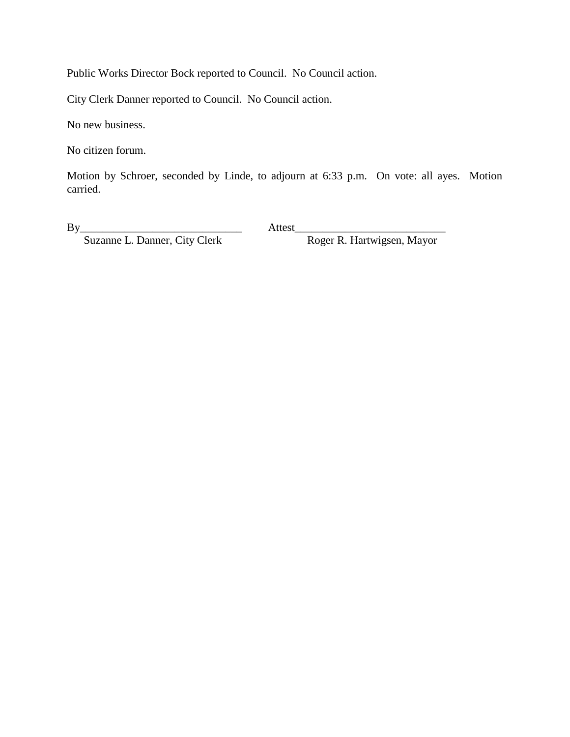Public Works Director Bock reported to Council. No Council action.

City Clerk Danner reported to Council. No Council action.

No new business.

No citizen forum.

Motion by Schroer, seconded by Linde, to adjourn at 6:33 p.m. On vote: all ayes. Motion carried.

By_____________________________ Attest___________________________

Suzanne L. Danner, City Clerk Roger R. Hartwigsen, Mayor